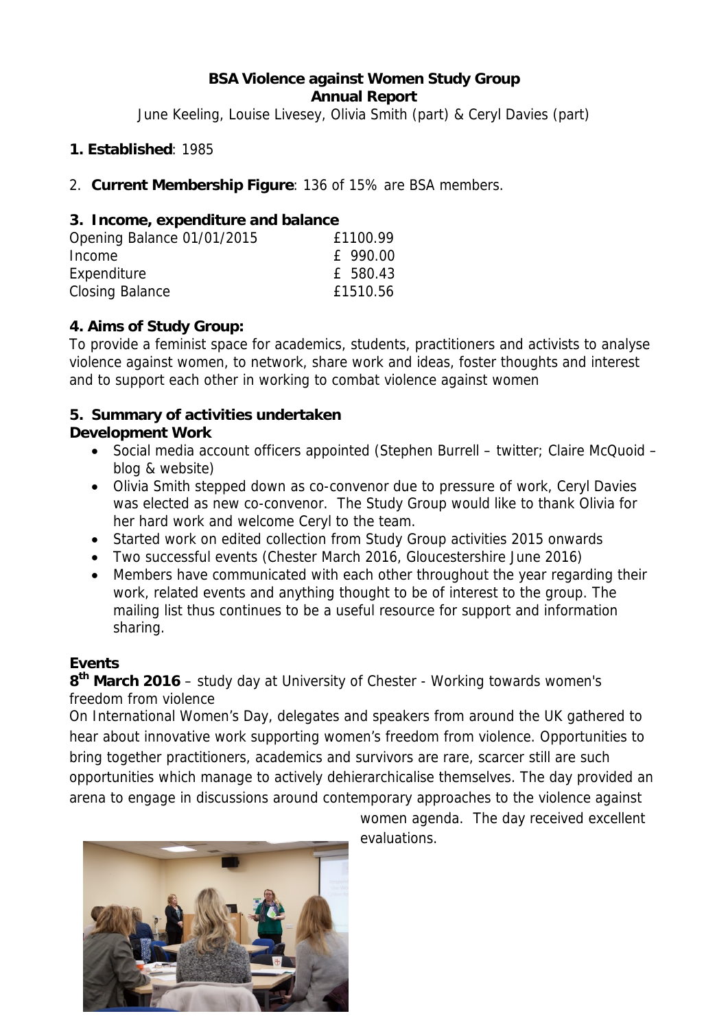**BSA Violence against Women Study Group**
**Annual Report**

June Keeling, Louise Livesey, Olivia Smith (part) & Ceryl Davies (part)

**1. Established**: 1985

2. **Current Membership Figure**: 136 of 15% are BSA members.

**3. Income, expenditure and balance**

| | |
|---|---|
| Opening Balance 01/01/2015 | £1100.99 |
| Income | £ 990.00 |
| Expenditure | £ 580.43 |
| Closing Balance | £1510.56 |

**4. Aims of Study Group:**

To provide a feminist space for academics, students, practitioners and activists to analyse violence against women, to network, share work and ideas, foster thoughts and interest and to support each other in working to combat violence against women

**5. Summary of activities undertaken**

**Development Work**

- Social media account officers appointed (Stephen Burrell – twitter; Claire McQuoid – blog & website)
- Olivia Smith stepped down as co-convenor due to pressure of work, Ceryl Davies was elected as new co-convenor. The Study Group would like to thank Olivia for her hard work and welcome Ceryl to the team.
- Started work on edited collection from Study Group activities 2015 onwards
- Two successful events (Chester March 2016, Gloucestershire June 2016)
- Members have communicated with each other throughout the year regarding their work, related events and anything thought to be of interest to the group. The mailing list thus continues to be a useful resource for support and information sharing.

**Events**

**8th March 2016** – study day at University of Chester - Working towards women's freedom from violence

On International Women's Day, delegates and speakers from around the UK gathered to hear about innovative work supporting women's freedom from violence. Opportunities to bring together practitioners, academics and survivors are rare, scarcer still are such opportunities which manage to actively dehierarchicalise themselves. The day provided an arena to engage in discussions around contemporary approaches to the violence against women agenda. The day received excellent evaluations.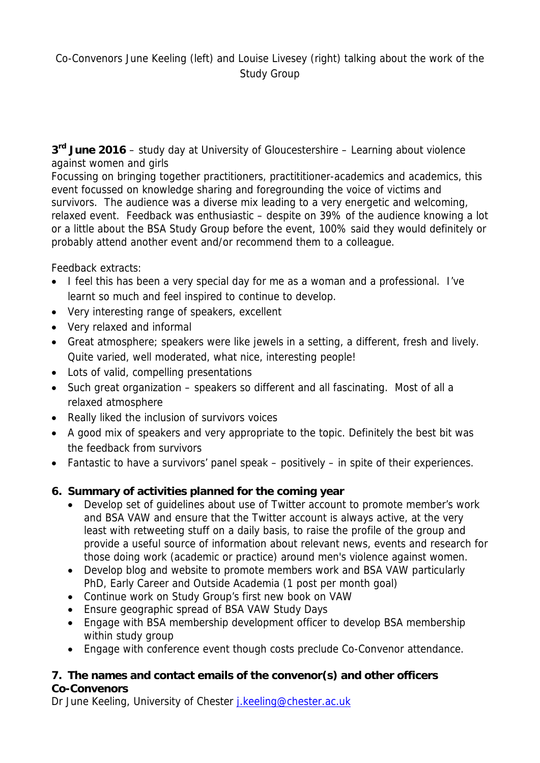Co-Convenors June Keeling (left) and Louise Livesey (right) talking about the work of the Study Group

**3rd June 2016** – study day at University of Gloucestershire – Learning about violence against women and girls

Focussing on bringing together practitioners, practititioner-academics and academics, this event focussed on knowledge sharing and foregrounding the voice of victims and survivors. The audience was a diverse mix leading to a very energetic and welcoming, relaxed event. Feedback was enthusiastic – despite on 39% of the audience knowing a lot or a little about the BSA Study Group before the event, 100% said they would definitely or probably attend another event and/or recommend them to a colleague.

Feedback extracts:

- I feel this has been a very special day for me as a woman and a professional. I've learnt so much and feel inspired to continue to develop.
- Very interesting range of speakers, excellent
- Very relaxed and informal
- Great atmosphere; speakers were like jewels in a setting, a different, fresh and lively. Quite varied, well moderated, what nice, interesting people!
- Lots of valid, compelling presentations
- Such great organization – speakers so different and all fascinating. Most of all a relaxed atmosphere
- Really liked the inclusion of survivors voices
- A good mix of speakers and very appropriate to the topic. Definitely the best bit was the feedback from survivors
- Fantastic to have a survivors' panel speak – positively – in spite of their experiences.

## 6. Summary of activities planned for the coming year

- Develop set of guidelines about use of Twitter account to promote member's work and BSA VAW and ensure that the Twitter account is always active, at the very least with retweeting stuff on a daily basis, to raise the profile of the group and provide a useful source of information about relevant news, events and research for those doing work (academic or practice) around men's violence against women.
- Develop blog and website to promote members work and BSA VAW particularly PhD, Early Career and Outside Academia (1 post per month goal)
- Continue work on Study Group's first new book on VAW
- Ensure geographic spread of BSA VAW Study Days
- Engage with BSA membership development officer to develop BSA membership within study group
- Engage with conference event though costs preclude Co-Convenor attendance.

## 7. The names and contact emails of the convenor(s) and other officers

**Co-Convenors**

Dr June Keeling, University of Chester j.keeling@chester.ac.uk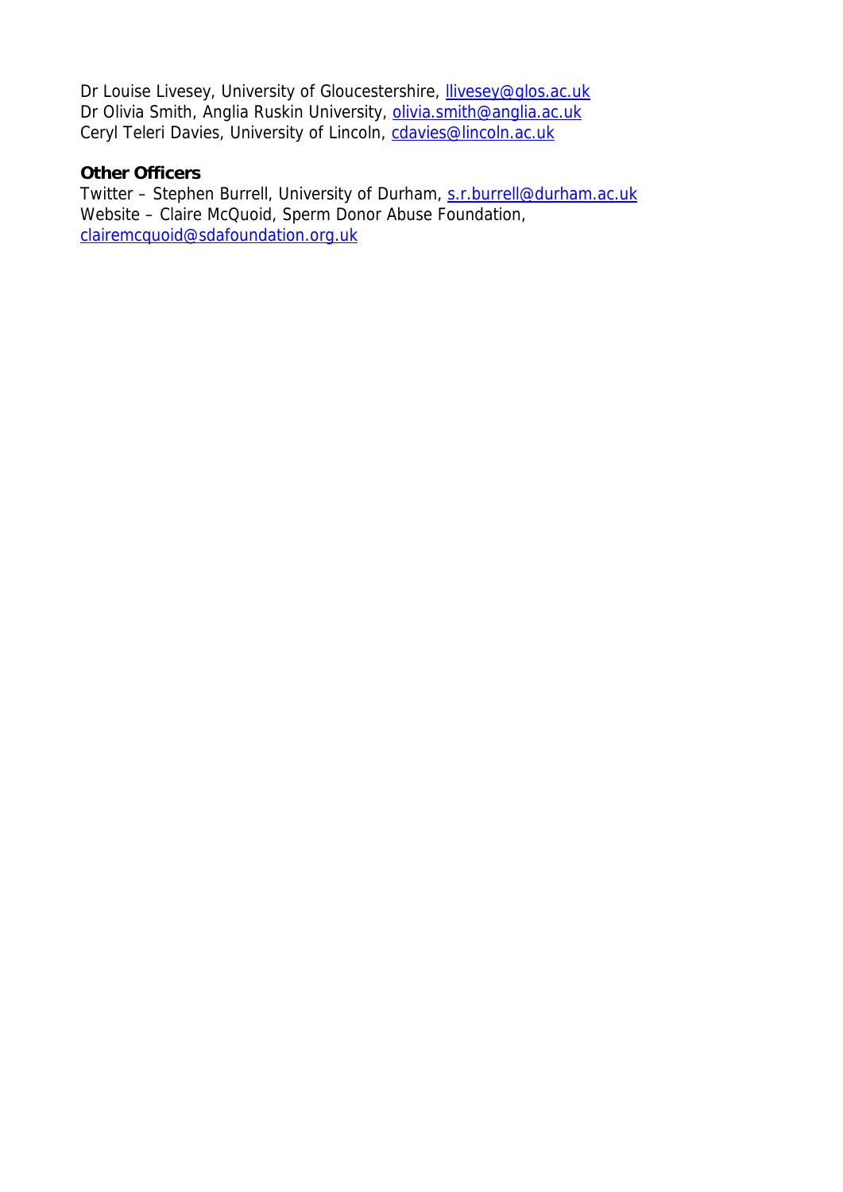Dr Louise Livesey, University of Gloucestershire, [llivesey@glos.ac.uk](mailto:llivesey@glos.ac.uk)
Dr Olivia Smith, Anglia Ruskin University, [olivia.smith@anglia.ac.uk](mailto:olivia.smith@anglia.ac.uk)
Ceryl Teleri Davies, University of Lincoln, [cdavies@lincoln.ac.uk](mailto:cdavies@lincoln.ac.uk)

**Other Officers**

Twitter – Stephen Burrell, University of Durham, [s.r.burrell@durham.ac.uk](mailto:s.r.burrell@durham.ac.uk)
Website – Claire McQuoid, Sperm Donor Abuse Foundation, [clairemcquoid@sdafoundation.org.uk](mailto:clairemcquoid@sdafoundation.org.uk)